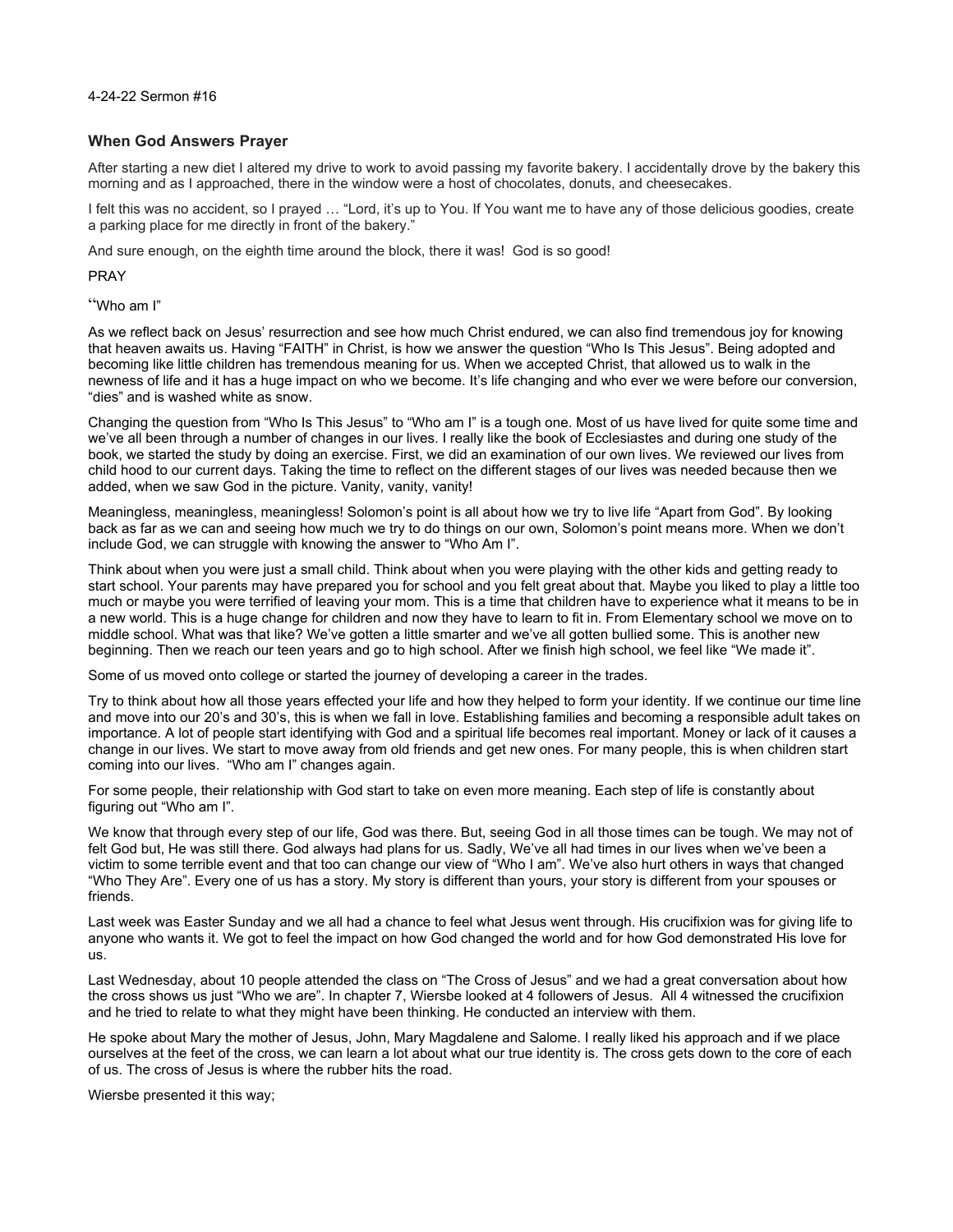4-24-22 Sermon #16

### When God Answers Prayer

After starting a new diet I altered my drive to work to avoid passing my favorite bakery. I accidentally drove by the bakery this morning and as I approached, there in the window were a host of chocolates, donuts, and cheesecakes.

I felt this was no accident, so I prayed … "Lord, it's up to You. If You want me to have any of those delicious goodies, create a parking place for me directly in front of the bakery."

And sure enough, on the eighth time around the block, there it was! God is so good!

PRAY

"Who am I"

As we reflect back on Jesus' resurrection and see how much Christ endured, we can also find tremendous joy for knowing that heaven awaits us. Having "FAITH" in Christ, is how we answer the question "Who Is This Jesus". Being adopted and becoming like little children has tremendous meaning for us. When we accepted Christ, that allowed us to walk in the newness of life and it has a huge impact on who we become. It's life changing and who ever we were before our conversion, "dies" and is washed white as snow.

Changing the question from "Who Is This Jesus" to "Who am I" is a tough one. Most of us have lived for quite some time and we've all been through a number of changes in our lives. I really like the book of Ecclesiastes and during one study of the book, we started the study by doing an exercise. First, we did an examination of our own lives. We reviewed our lives from child hood to our current days. Taking the time to reflect on the different stages of our lives was needed because then we added, when we saw God in the picture. Vanity, vanity, vanity!

Meaningless, meaningless, meaningless! Solomon's point is all about how we try to live life "Apart from God". By looking back as far as we can and seeing how much we try to do things on our own, Solomon's point means more. When we don't include God, we can struggle with knowing the answer to "Who Am I".

Think about when you were just a small child. Think about when you were playing with the other kids and getting ready to start school. Your parents may have prepared you for school and you felt great about that. Maybe you liked to play a little too much or maybe you were terrified of leaving your mom. This is a time that children have to experience what it means to be in a new world. This is a huge change for children and now they have to learn to fit in. From Elementary school we move on to middle school. What was that like? We've gotten a little smarter and we've all gotten bullied some. This is another new beginning. Then we reach our teen years and go to high school. After we finish high school, we feel like "We made it".

Some of us moved onto college or started the journey of developing a career in the trades.

Try to think about how all those years effected your life and how they helped to form your identity. If we continue our time line and move into our 20's and 30's, this is when we fall in love. Establishing families and becoming a responsible adult takes on importance. A lot of people start identifying with God and a spiritual life becomes real important. Money or lack of it causes a change in our lives. We start to move away from old friends and get new ones. For many people, this is when children start coming into our lives. "Who am I" changes again.

For some people, their relationship with God start to take on even more meaning. Each step of life is constantly about figuring out "Who am I".

We know that through every step of our life, God was there. But, seeing God in all those times can be tough. We may not of felt God but, He was still there. God always had plans for us. Sadly, We've all had times in our lives when we've been a victim to some terrible event and that too can change our view of "Who I am". We've also hurt others in ways that changed "Who They Are". Every one of us has a story. My story is different than yours, your story is different from your spouses or friends.

Last week was Easter Sunday and we all had a chance to feel what Jesus went through. His crucifixion was for giving life to anyone who wants it. We got to feel the impact on how God changed the world and for how God demonstrated His love for us.

Last Wednesday, about 10 people attended the class on "The Cross of Jesus" and we had a great conversation about how the cross shows us just "Who we are". In chapter 7, Wiersbe looked at 4 followers of Jesus. All 4 witnessed the crucifixion and he tried to relate to what they might have been thinking. He conducted an interview with them.

He spoke about Mary the mother of Jesus, John, Mary Magdalene and Salome. I really liked his approach and if we place ourselves at the feet of the cross, we can learn a lot about what our true identity is. The cross gets down to the core of each of us. The cross of Jesus is where the rubber hits the road.

Wiersbe presented it this way;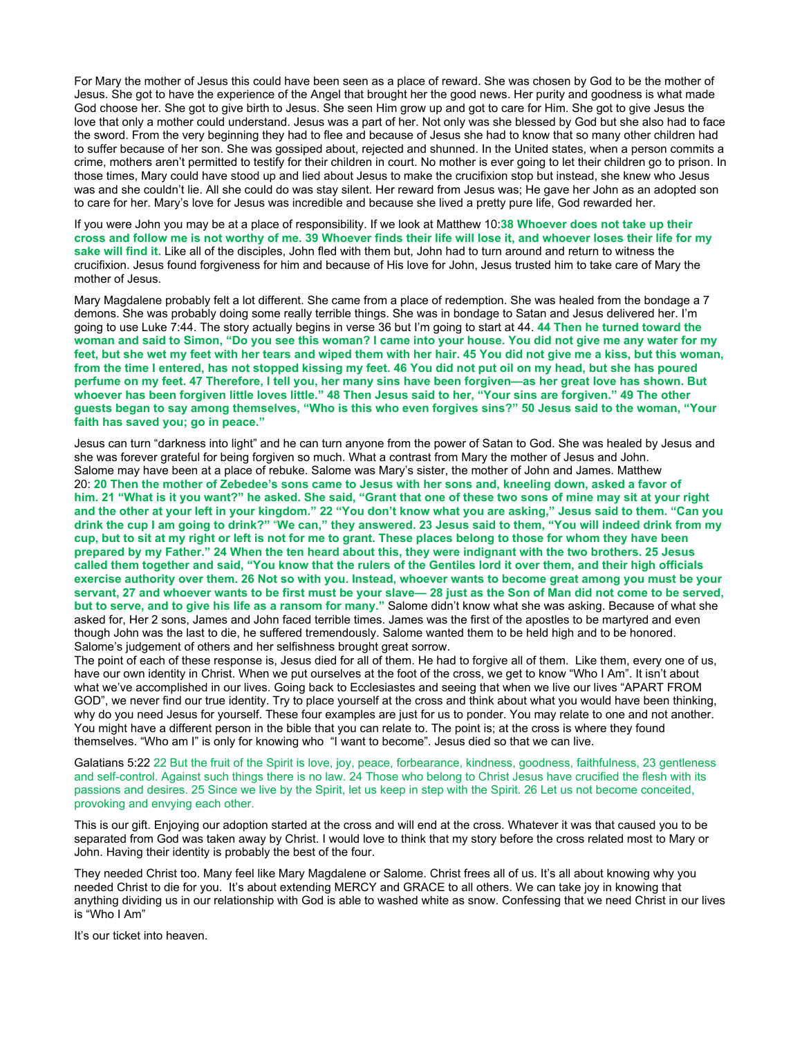For Mary the mother of Jesus this could have been seen as a place of reward. She was chosen by God to be the mother of Jesus. She got to have the experience of the Angel that brought her the good news. Her purity and goodness is what made God choose her. She got to give birth to Jesus. She seen Him grow up and got to care for Him. She got to give Jesus the love that only a mother could understand. Jesus was a part of her. Not only was she blessed by God but she also had to face the sword. From the very beginning they had to flee and because of Jesus she had to know that so many other children had to suffer because of her son. She was gossiped about, rejected and shunned. In the United states, when a person commits a crime, mothers aren't permitted to testify for their children in court. No mother is ever going to let their children go to prison. In those times, Mary could have stood up and lied about Jesus to make the crucifixion stop but instead, she knew who Jesus was and she couldn't lie. All she could do was stay silent. Her reward from Jesus was; He gave her John as an adopted son to care for her. Mary's love for Jesus was incredible and because she lived a pretty pure life, God rewarded her.

If you were John you may be at a place of responsibility. If we look at Matthew 10:**38 Whoever does not take up their cross and follow me is not worthy of me. 39 Whoever finds their life will lose it, and whoever loses their life for my sake will find it.** Like all of the disciples, John fled with them but, John had to turn around and return to witness the crucifixion. Jesus found forgiveness for him and because of His love for John, Jesus trusted him to take care of Mary the mother of Jesus.

Mary Magdalene probably felt a lot different. She came from a place of redemption. She was healed from the bondage a 7 demons. She was probably doing some really terrible things. She was in bondage to Satan and Jesus delivered her. I'm going to use Luke 7:44. The story actually begins in verse 36 but I'm going to start at 44. **44 Then he turned toward the woman and said to Simon, "Do you see this woman? I came into your house. You did not give me any water for my feet, but she wet my feet with her tears and wiped them with her hair. 45 You did not give me a kiss, but this woman, from the time I entered, has not stopped kissing my feet. 46 You did not put oil on my head, but she has poured perfume on my feet. 47 Therefore, I tell you, her many sins have been forgiven—as her great love has shown. But whoever has been forgiven little loves little." 48 Then Jesus said to her, "Your sins are forgiven." 49 The other guests began to say among themselves, "Who is this who even forgives sins?" 50 Jesus said to the woman, "Your faith has saved you; go in peace."**

Jesus can turn "darkness into light" and he can turn anyone from the power of Satan to God. She was healed by Jesus and she was forever grateful for being forgiven so much. What a contrast from Mary the mother of Jesus and John.
Salome may have been at a place of rebuke. Salome was Mary's sister, the mother of John and James. Matthew 20: **20 Then the mother of Zebedee's sons came to Jesus with her sons and, kneeling down, asked a favor of him. 21 "What is it you want?" he asked. She said, "Grant that one of these two sons of mine may sit at your right and the other at your left in your kingdom." 22 "You don't know what you are asking," Jesus said to them. "Can you drink the cup I am going to drink?" "We can," they answered. 23 Jesus said to them, "You will indeed drink from my cup, but to sit at my right or left is not for me to grant. These places belong to those for whom they have been prepared by my Father." 24 When the ten heard about this, they were indignant with the two brothers. 25 Jesus called them together and said, "You know that the rulers of the Gentiles lord it over them, and their high officials exercise authority over them. 26 Not so with you. Instead, whoever wants to become great among you must be your servant, 27 and whoever wants to be first must be your slave— 28 just as the Son of Man did not come to be served, but to serve, and to give his life as a ransom for many."** Salome didn't know what she was asking. Because of what she asked for, Her 2 sons, James and John faced terrible times. James was the first of the apostles to be martyred and even though John was the last to die, he suffered tremendously. Salome wanted them to be held high and to be honored. Salome's judgement of others and her selfishness brought great sorrow.
The point of each of these response is, Jesus died for all of them. He had to forgive all of them. Like them, every one of us, have our own identity in Christ. When we put ourselves at the foot of the cross, we get to know "Who I Am". It isn't about what we've accomplished in our lives. Going back to Ecclesiastes and seeing that when we live our lives "APART FROM GOD", we never find our true identity. Try to place yourself at the cross and think about what you would have been thinking, why do you need Jesus for yourself. These four examples are just for us to ponder. You may relate to one and not another. You might have a different person in the bible that you can relate to. The point is; at the cross is where they found themselves. "Who am I" is only for knowing who "I want to become". Jesus died so that we can live.

Galatians 5:22 22 But the fruit of the Spirit is love, joy, peace, forbearance, kindness, goodness, faithfulness, 23 gentleness and self-control. Against such things there is no law. 24 Those who belong to Christ Jesus have crucified the flesh with its passions and desires. 25 Since we live by the Spirit, let us keep in step with the Spirit. 26 Let us not become conceited, provoking and envying each other.

This is our gift. Enjoying our adoption started at the cross and will end at the cross. Whatever it was that caused you to be separated from God was taken away by Christ. I would love to think that my story before the cross related most to Mary or John. Having their identity is probably the best of the four.

They needed Christ too. Many feel like Mary Magdalene or Salome. Christ frees all of us. It's all about knowing why you needed Christ to die for you. It's about extending MERCY and GRACE to all others. We can take joy in knowing that anything dividing us in our relationship with God is able to washed white as snow. Confessing that we need Christ in our lives is "Who I Am"

It's our ticket into heaven.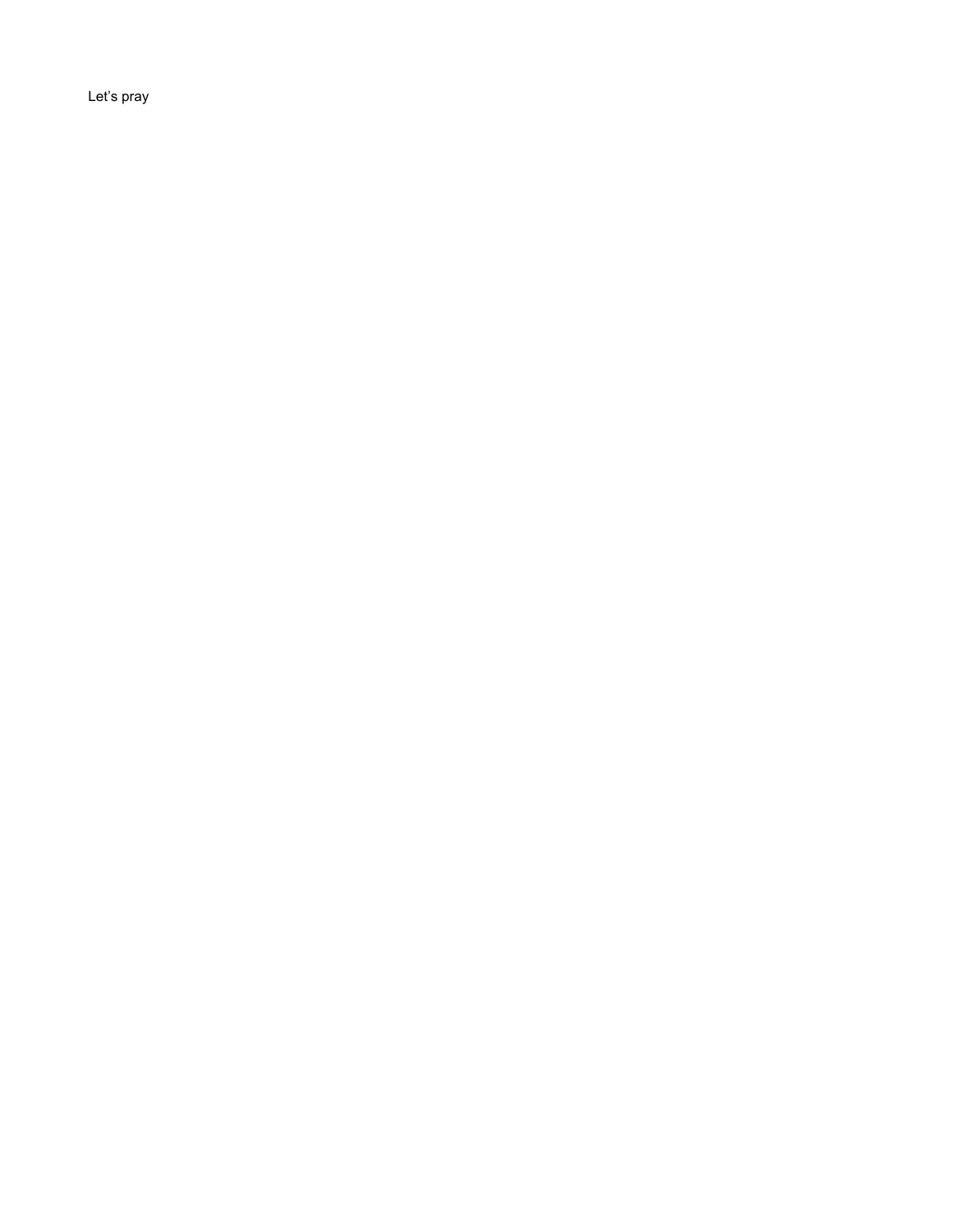Let’s pray